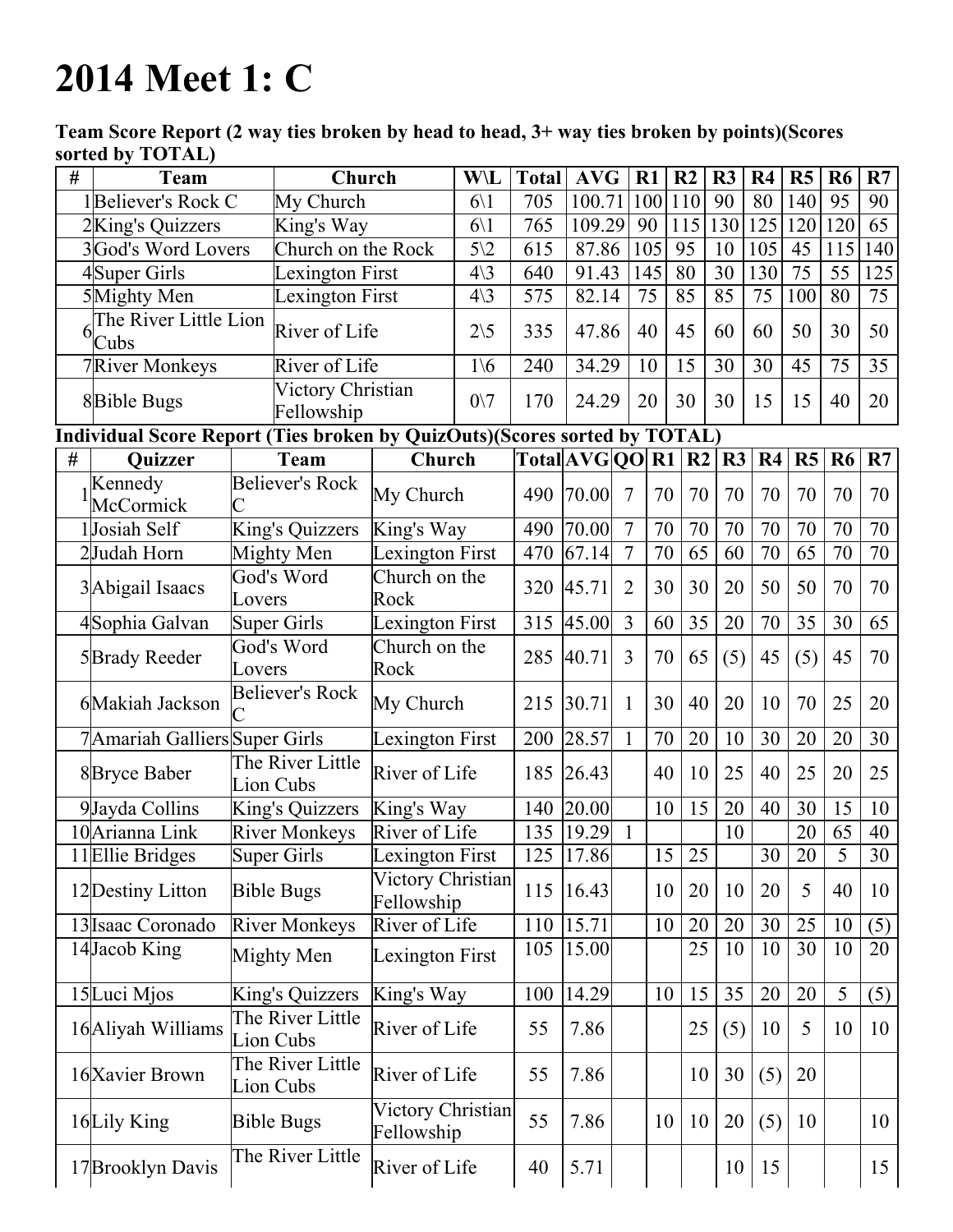# 2014 Meet 1: C

**Team Score Report (2 way ties broken by head to head, 3+ way ties broken by points)(Scores sorted by TOTAL)**

| # | Team | Church | W\L | Total | AVG | R1 | R2 | R3 | R4 | R5 | R6 | R7 |
|---|---|---|---|---|---|---|---|---|---|---|---|---|
| 1 | Believer's Rock C | My Church | 6\1 | 705 | 100.71 | 100 | 110 | 90 | 80 | 140 | 95 | 90 |
| 2 | King's Quizzers | King's Way | 6\1 | 765 | 109.29 | 90 | 115 | 130 | 125 | 120 | 120 | 65 |
| 3 | God's Word Lovers | Church on the Rock | 5\2 | 615 | 87.86 | 105 | 95 | 10 | 105 | 45 | 115 | 140 |
| 4 | Super Girls | Lexington First | 4\3 | 640 | 91.43 | 145 | 80 | 30 | 130 | 75 | 55 | 125 |
| 5 | Mighty Men | Lexington First | 4\3 | 575 | 82.14 | 75 | 85 | 85 | 75 | 100 | 80 | 75 |
| 6 | The River Little Lion Cubs | River of Life | 2\5 | 335 | 47.86 | 40 | 45 | 60 | 60 | 50 | 30 | 50 |
| 7 | River Monkeys | River of Life | 1\6 | 240 | 34.29 | 10 | 15 | 30 | 30 | 45 | 75 | 35 |
| 8 | Bible Bugs | Victory Christian Fellowship | 0\7 | 170 | 24.29 | 20 | 30 | 30 | 15 | 15 | 40 | 20 |

**Individual Score Report (Ties broken by QuizOuts)(Scores sorted by TOTAL)**

| # | Quizzer | Team | Church | Total | AVG | QO | R1 | R2 | R3 | R4 | R5 | R6 | R7 |
|---|---|---|---|---|---|---|---|---|---|---|---|---|---|
| 1 | Kennedy McCormick | Believer's Rock C | My Church | 490 | 70.00 | 7 | 70 | 70 | 70 | 70 | 70 | 70 | 70 |
| 1 | Josiah Self | King's Quizzers | King's Way | 490 | 70.00 | 7 | 70 | 70 | 70 | 70 | 70 | 70 | 70 |
| 2 | Judah Horn | Mighty Men | Lexington First | 470 | 67.14 | 7 | 70 | 65 | 60 | 70 | 65 | 70 | 70 |
| 3 | Abigail Isaacs | God's Word Lovers | Church on the Rock | 320 | 45.71 | 2 | 30 | 30 | 20 | 50 | 50 | 70 | 70 |
| 4 | Sophia Galvan | Super Girls | Lexington First | 315 | 45.00 | 3 | 60 | 35 | 20 | 70 | 35 | 30 | 65 |
| 5 | Brady Reeder | God's Word Lovers | Church on the Rock | 285 | 40.71 | 3 | 70 | 65 | (5) | 45 | (5) | 45 | 70 |
| 6 | Makiah Jackson | Believer's Rock C | My Church | 215 | 30.71 | 1 | 30 | 40 | 20 | 10 | 70 | 25 | 20 |
| 7 | Amariah Galliers | Super Girls | Lexington First | 200 | 28.57 | 1 | 70 | 20 | 10 | 30 | 20 | 20 | 30 |
| 8 | Bryce Baber | The River Little Lion Cubs | River of Life | 185 | 26.43 | | 40 | 10 | 25 | 40 | 25 | 20 | 25 |
| 9 | Jayda Collins | King's Quizzers | King's Way | 140 | 20.00 | | 10 | 15 | 20 | 40 | 30 | 15 | 10 |
| 10 | Arianna Link | River Monkeys | River of Life | 135 | 19.29 | 1 | | | 10 | | 20 | 65 | 40 |
| 11 | Ellie Bridges | Super Girls | Lexington First | 125 | 17.86 | | 15 | 25 | | 30 | 20 | 5 | 30 |
| 12 | Destiny Litton | Bible Bugs | Victory Christian Fellowship | 115 | 16.43 | | 10 | 20 | 10 | 20 | 5 | 40 | 10 |
| 13 | Isaac Coronado | River Monkeys | River of Life | 110 | 15.71 | | 10 | 20 | 20 | 30 | 25 | 10 | (5) |
| 14 | Jacob King | Mighty Men | Lexington First | 105 | 15.00 | | | 25 | 10 | 10 | 30 | 10 | 20 |
| 15 | Luci Mjos | King's Quizzers | King's Way | 100 | 14.29 | | 10 | 15 | 35 | 20 | 20 | 5 | (5) |
| 16 | Aliyah Williams | The River Little Lion Cubs | River of Life | 55 | 7.86 | | | 25 | (5) | 10 | 5 | 10 | 10 |
| 16 | Xavier Brown | The River Little Lion Cubs | River of Life | 55 | 7.86 | | | 10 | 30 | (5) | 20 | | |
| 16 | Lily King | Bible Bugs | Victory Christian Fellowship | 55 | 7.86 | | 10 | 10 | 20 | (5) | 10 | | 10 |
| 17 | Brooklyn Davis | The River Little | River of Life | 40 | 5.71 | | | | 10 | 15 | | | 15 |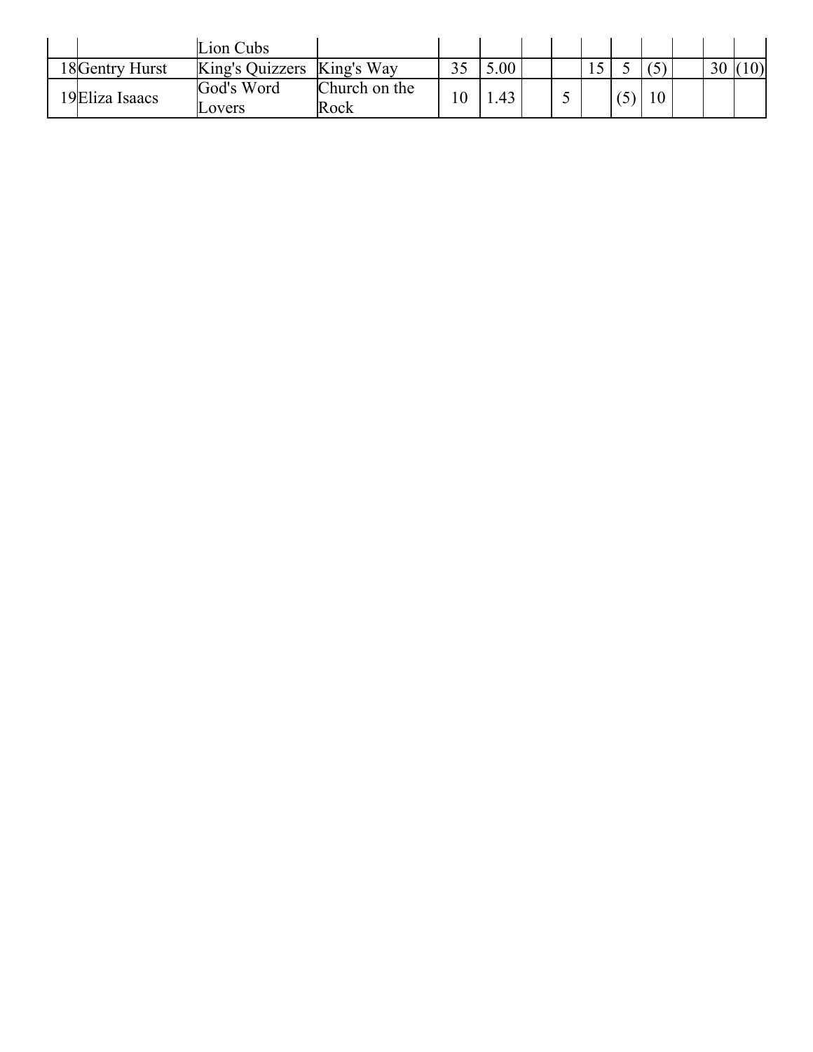| | | | | | | | | | | | | | |
|---|---|---|---|---|---|---|---|---|---|---|---|---|---|
| | | Lion Cubs | | | | | | | | | | | |
| 18 | Gentry Hurst | King's Quizzers | King's Way | 35 | 5.00 | | | 15 | 5 | (5) | | 30 | (10) |
| 19 | Eliza Isaacs | God's Word Lovers | Church on the Rock | 10 | 1.43 | | 5 | | (5) | 10 | | | |